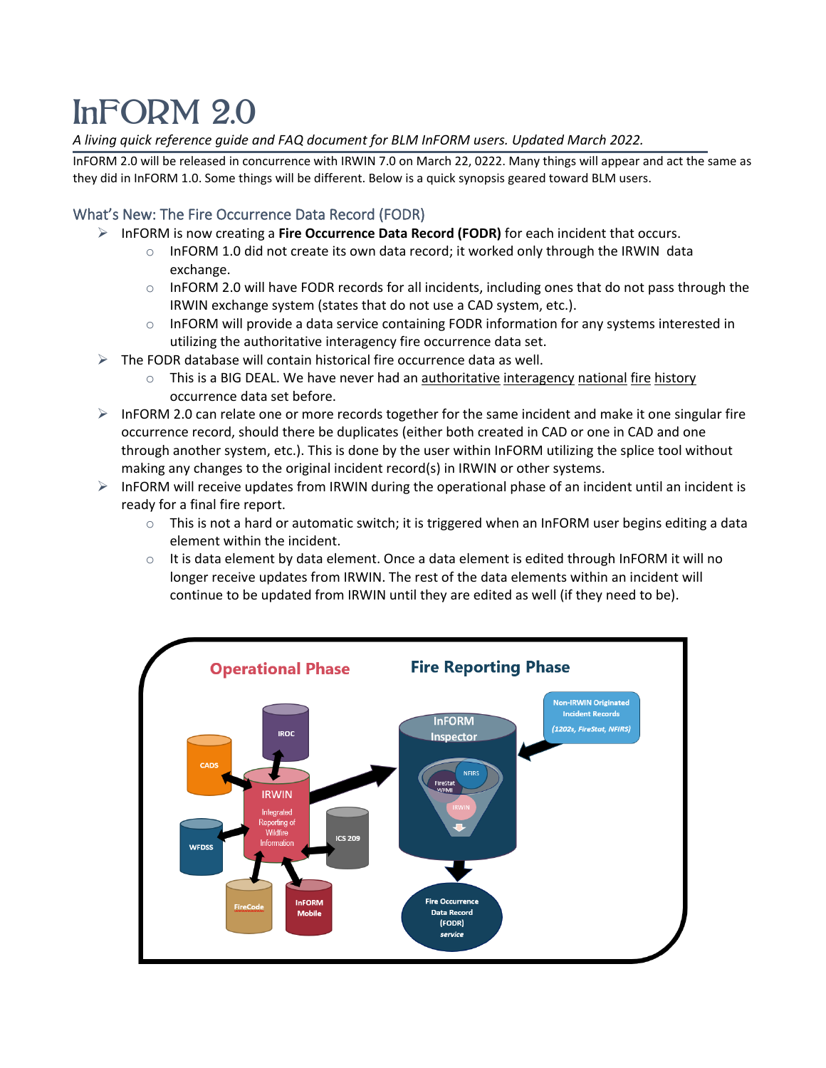# InFORM 2.0

*A living quick reference guide and FAQ document for BLM InFORM users. Updated March 2022.*

InFORM 2.0 will be released in concurrence with IRWIN 7.0 on March 22, 0222. Many things will appear and act the same as they did in InFORM 1.0. Some things will be different. Below is a quick synopsis geared toward BLM users.

## What's New: The Fire Occurrence Data Record (FODR)

- InFORM is now creating a **Fire Occurrence Data Record (FODR)** for each incident that occurs.
  - InFORM 1.0 did not create its own data record; it worked only through the IRWIN data exchange.
  - InFORM 2.0 will have FODR records for all incidents, including ones that do not pass through the IRWIN exchange system (states that do not use a CAD system, etc.).
  - InFORM will provide a data service containing FODR information for any systems interested in utilizing the authoritative interagency fire occurrence data set.
- The FODR database will contain historical fire occurrence data as well.
  - This is a BIG DEAL. We have never had an authoritative interagency national fire history occurrence data set before.
- InFORM 2.0 can relate one or more records together for the same incident and make it one singular fire occurrence record, should there be duplicates (either both created in CAD or one in CAD and one through another system, etc.). This is done by the user within InFORM utilizing the splice tool without making any changes to the original incident record(s) in IRWIN or other systems.
- InFORM will receive updates from IRWIN during the operational phase of an incident until an incident is ready for a final fire report.
  - This is not a hard or automatic switch; it is triggered when an InFORM user begins editing a data element within the incident.
  - It is data element by data element. Once a data element is edited through InFORM it will no longer receive updates from IRWIN. The rest of the data elements within an incident will continue to be updated from IRWIN until they are edited as well (if they need to be).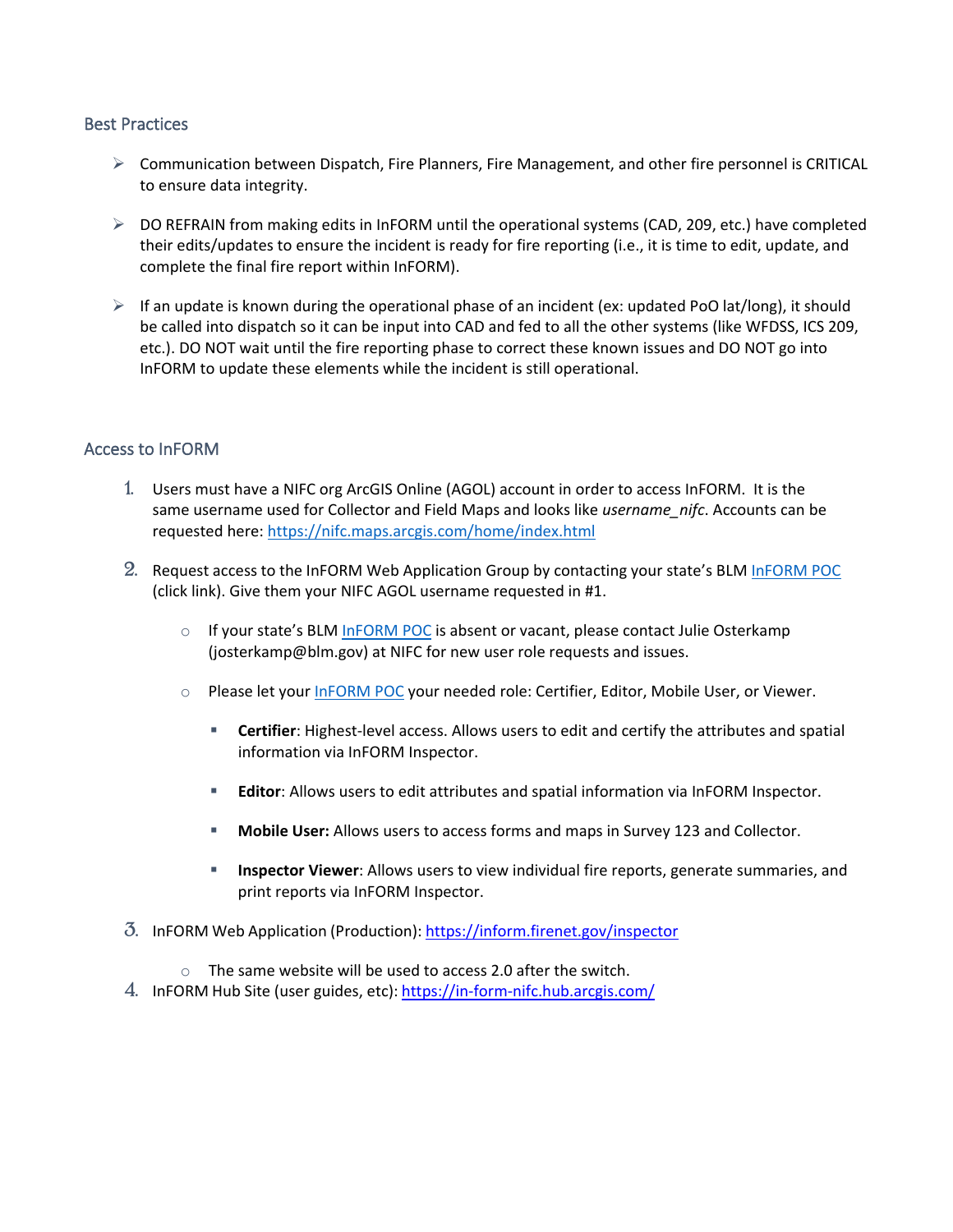## Best Practices

- Communication between Dispatch, Fire Planners, Fire Management, and other fire personnel is CRITICAL to ensure data integrity.
- DO REFRAIN from making edits in InFORM until the operational systems (CAD, 209, etc.) have completed their edits/updates to ensure the incident is ready for fire reporting (i.e., it is time to edit, update, and complete the final fire report within InFORM).
- If an update is known during the operational phase of an incident (ex: updated PoO lat/long), it should be called into dispatch so it can be input into CAD and fed to all the other systems (like WFDSS, ICS 209, etc.). DO NOT wait until the fire reporting phase to correct these known issues and DO NOT go into InFORM to update these elements while the incident is still operational.

## Access to InFORM

1. Users must have a NIFC org ArcGIS Online (AGOL) account in order to access InFORM. It is the same username used for Collector and Field Maps and looks like *username_nifc*. Accounts can be requested here: [https://nifc.maps.arcgis.com/home/index.html](https://nifc.maps.arcgis.com/home/index.html)
2. Request access to the InFORM Web Application Group by contacting your state's BLM [InFORM POC](#) (click link). Give them your NIFC AGOL username requested in #1.
   - If your state's BLM [InFORM POC](#) is absent or vacant, please contact Julie Osterkamp (josterkamp@blm.gov) at NIFC for new user role requests and issues.
   - Please let your [InFORM POC](#) your needed role: Certifier, Editor, Mobile User, or Viewer.
     - **Certifier**: Highest-level access. Allows users to edit and certify the attributes and spatial information via InFORM Inspector.
     - **Editor**: Allows users to edit attributes and spatial information via InFORM Inspector.
     - **Mobile User:** Allows users to access forms and maps in Survey 123 and Collector.
     - **Inspector Viewer**: Allows users to view individual fire reports, generate summaries, and print reports via InFORM Inspector.
3. InFORM Web Application (Production): [https://inform.firenet.gov/inspector](https://inform.firenet.gov/inspector)
   - The same website will be used to access 2.0 after the switch.
4. InFORM Hub Site (user guides, etc): [https://in-form-nifc.hub.arcgis.com/](https://in-form-nifc.hub.arcgis.com/)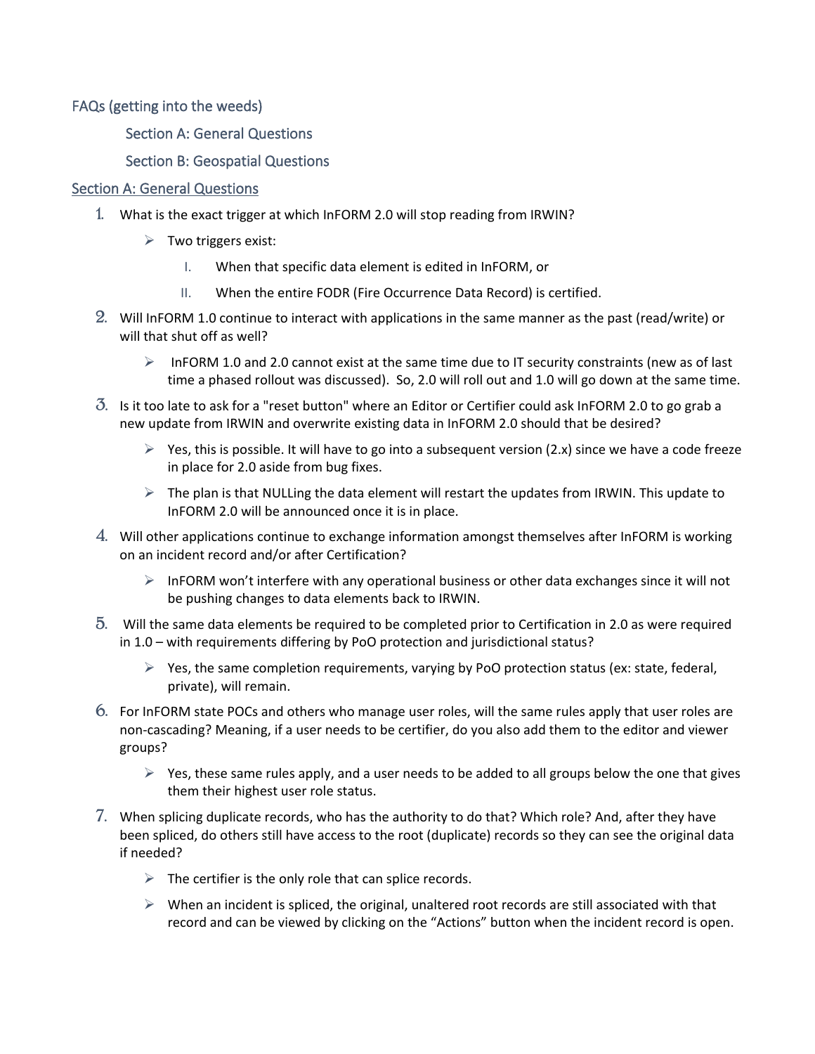## FAQs (getting into the weeds)

Section A: General Questions

Section B: Geospatial Questions

## Section A: General Questions

1. What is the exact trigger at which InFORM 2.0 will stop reading from IRWIN?
   - Two triggers exist:
     I. When that specific data element is edited in InFORM, or
     II. When the entire FODR (Fire Occurrence Data Record) is certified.
2. Will InFORM 1.0 continue to interact with applications in the same manner as the past (read/write) or will that shut off as well?
   - InFORM 1.0 and 2.0 cannot exist at the same time due to IT security constraints (new as of last time a phased rollout was discussed). So, 2.0 will roll out and 1.0 will go down at the same time.
3. Is it too late to ask for a "reset button" where an Editor or Certifier could ask InFORM 2.0 to go grab a new update from IRWIN and overwrite existing data in InFORM 2.0 should that be desired?
   - Yes, this is possible. It will have to go into a subsequent version (2.x) since we have a code freeze in place for 2.0 aside from bug fixes.
   - The plan is that NULLing the data element will restart the updates from IRWIN. This update to InFORM 2.0 will be announced once it is in place.
4. Will other applications continue to exchange information amongst themselves after InFORM is working on an incident record and/or after Certification?
   - InFORM won't interfere with any operational business or other data exchanges since it will not be pushing changes to data elements back to IRWIN.
5. Will the same data elements be required to be completed prior to Certification in 2.0 as were required in 1.0 – with requirements differing by PoO protection and jurisdictional status?
   - Yes, the same completion requirements, varying by PoO protection status (ex: state, federal, private), will remain.
6. For InFORM state POCs and others who manage user roles, will the same rules apply that user roles are non-cascading? Meaning, if a user needs to be certifier, do you also add them to the editor and viewer groups?
   - Yes, these same rules apply, and a user needs to be added to all groups below the one that gives them their highest user role status.
7. When splicing duplicate records, who has the authority to do that? Which role? And, after they have been spliced, do others still have access to the root (duplicate) records so they can see the original data if needed?
   - The certifier is the only role that can splice records.
   - When an incident is spliced, the original, unaltered root records are still associated with that record and can be viewed by clicking on the "Actions" button when the incident record is open.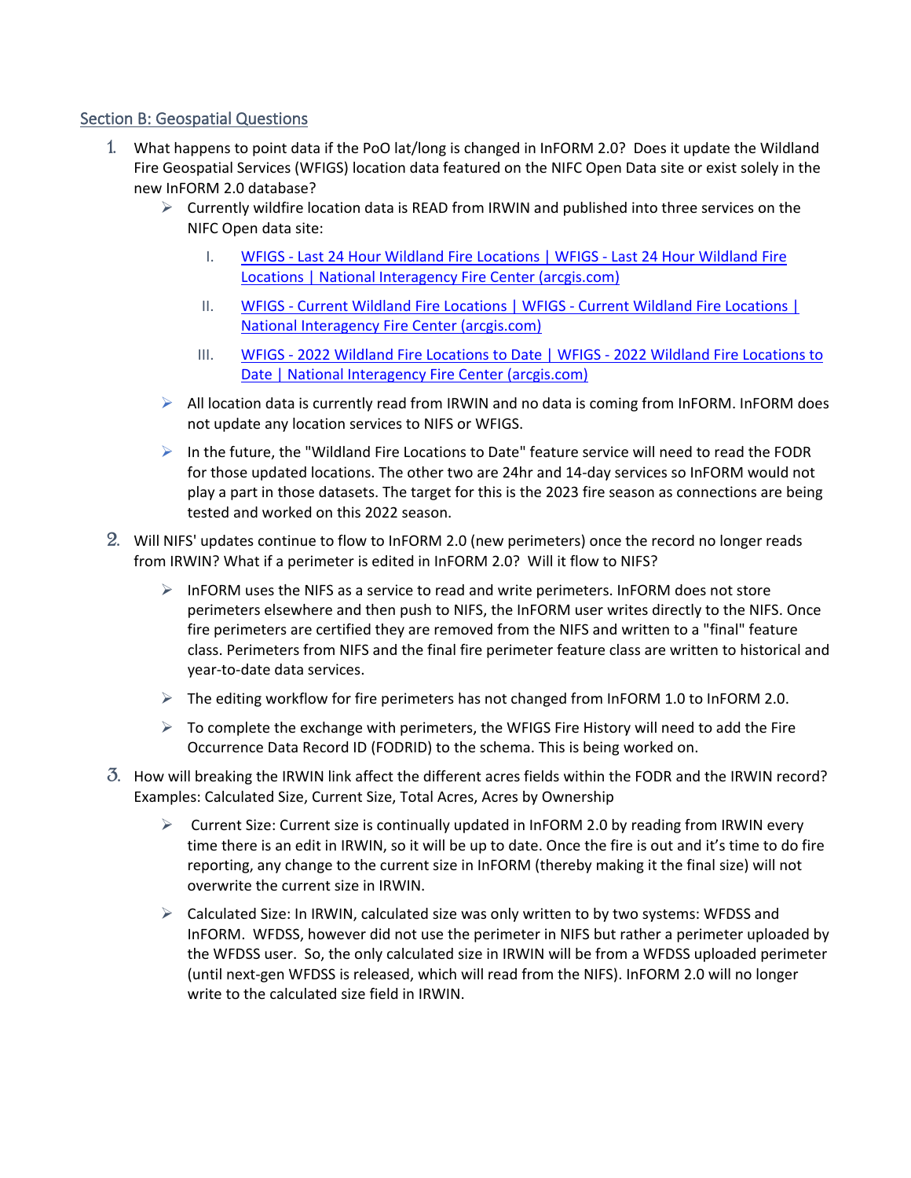## Section B: Geospatial Questions

1. What happens to point data if the PoO lat/long is changed in InFORM 2.0? Does it update the Wildland Fire Geospatial Services (WFIGS) location data featured on the NIFC Open Data site or exist solely in the new InFORM 2.0 database?
   - Currently wildfire location data is READ from IRWIN and published into three services on the NIFC Open data site:
      I. WFIGS - Last 24 Hour Wildland Fire Locations | WFIGS - Last 24 Hour Wildland Fire Locations | National Interagency Fire Center (arcgis.com)
      II. WFIGS - Current Wildland Fire Locations | WFIGS - Current Wildland Fire Locations | National Interagency Fire Center (arcgis.com)
      III. WFIGS - 2022 Wildland Fire Locations to Date | WFIGS - 2022 Wildland Fire Locations to Date | National Interagency Fire Center (arcgis.com)
   - All location data is currently read from IRWIN and no data is coming from InFORM. InFORM does not update any location services to NIFS or WFIGS.
   - In the future, the "Wildland Fire Locations to Date" feature service will need to read the FODR for those updated locations. The other two are 24hr and 14-day services so InFORM would not play a part in those datasets. The target for this is the 2023 fire season as connections are being tested and worked on this 2022 season.

2. Will NIFS' updates continue to flow to InFORM 2.0 (new perimeters) once the record no longer reads from IRWIN? What if a perimeter is edited in InFORM 2.0? Will it flow to NIFS?
   - InFORM uses the NIFS as a service to read and write perimeters. InFORM does not store perimeters elsewhere and then push to NIFS, the InFORM user writes directly to the NIFS. Once fire perimeters are certified they are removed from the NIFS and written to a "final" feature class. Perimeters from NIFS and the final fire perimeter feature class are written to historical and year-to-date data services.
   - The editing workflow for fire perimeters has not changed from InFORM 1.0 to InFORM 2.0.
   - To complete the exchange with perimeters, the WFIGS Fire History will need to add the Fire Occurrence Data Record ID (FODRID) to the schema. This is being worked on.

3. How will breaking the IRWIN link affect the different acres fields within the FODR and the IRWIN record? Examples: Calculated Size, Current Size, Total Acres, Acres by Ownership
   - Current Size: Current size is continually updated in InFORM 2.0 by reading from IRWIN every time there is an edit in IRWIN, so it will be up to date. Once the fire is out and it's time to do fire reporting, any change to the current size in InFORM (thereby making it the final size) will not overwrite the current size in IRWIN.
   - Calculated Size: In IRWIN, calculated size was only written to by two systems: WFDSS and InFORM. WFDSS, however did not use the perimeter in NIFS but rather a perimeter uploaded by the WFDSS user. So, the only calculated size in IRWIN will be from a WFDSS uploaded perimeter (until next-gen WFDSS is released, which will read from the NIFS). InFORM 2.0 will no longer write to the calculated size field in IRWIN.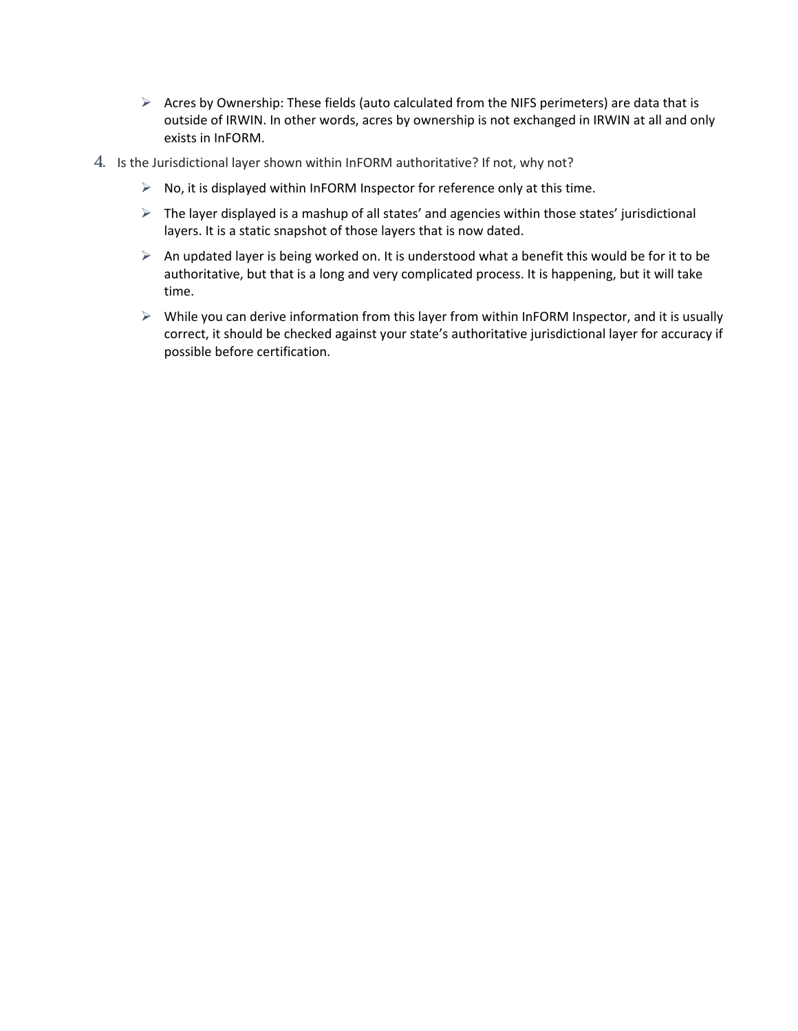- Acres by Ownership: These fields (auto calculated from the NIFS perimeters) are data that is outside of IRWIN. In other words, acres by ownership is not exchanged in IRWIN at all and only exists in InFORM.

4. Is the Jurisdictional layer shown within InFORM authoritative? If not, why not?

   - No, it is displayed within InFORM Inspector for reference only at this time.
   - The layer displayed is a mashup of all states' and agencies within those states' jurisdictional layers. It is a static snapshot of those layers that is now dated.
   - An updated layer is being worked on. It is understood what a benefit this would be for it to be authoritative, but that is a long and very complicated process. It is happening, but it will take time.
   - While you can derive information from this layer from within InFORM Inspector, and it is usually correct, it should be checked against your state's authoritative jurisdictional layer for accuracy if possible before certification.